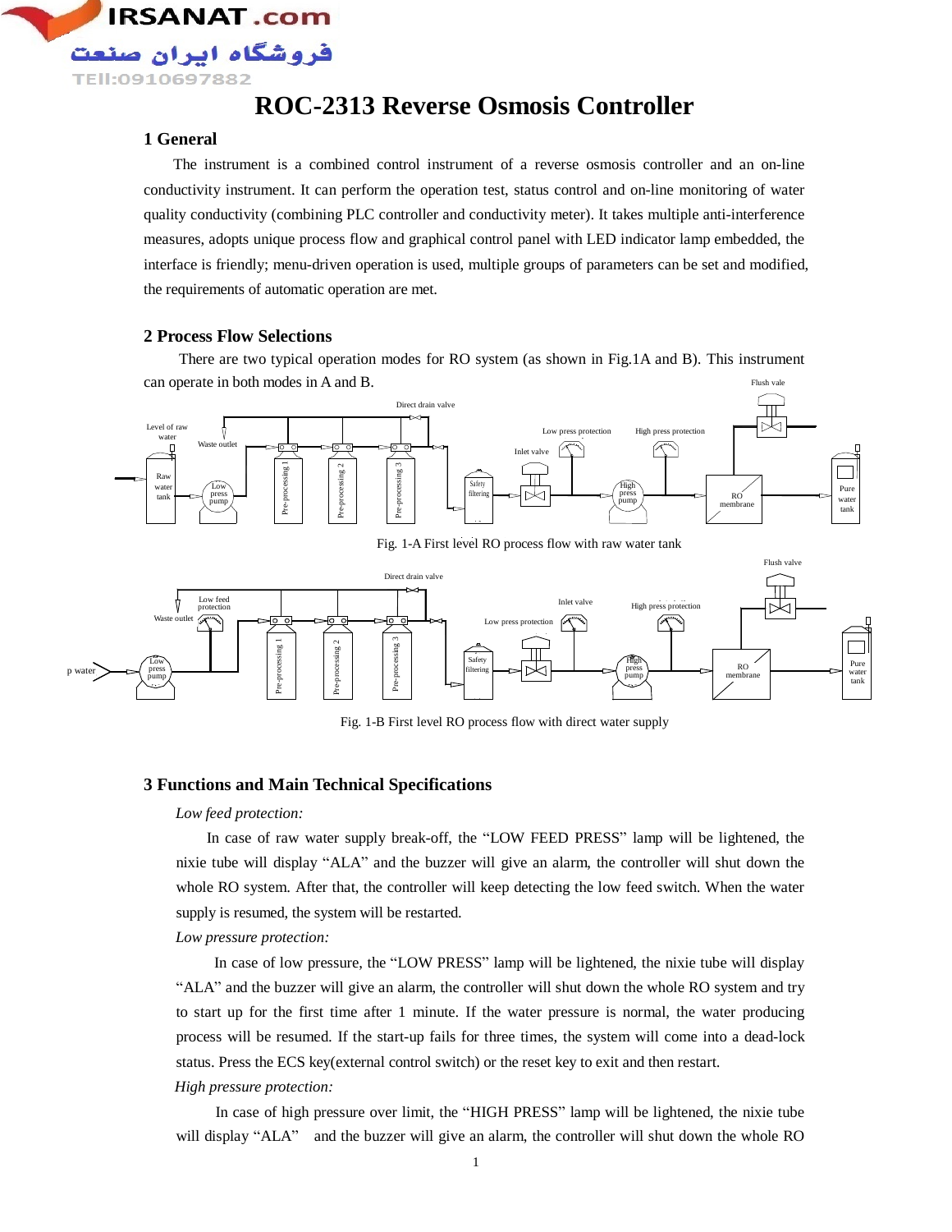# ROC-2313 Reverse Osmosis Controller

## 1 General

The instrument is a combined control instrument of a reverse osmosis controller and an on-line conductivity instrument. It can perform the operation test, status control and on-line monitoring of water quality conductivity (combining PLC controller and conductivity meter). It takes multiple anti-interference measures, adopts unique process flow and graphical control panel with LED indicator lamp embedded, the interface is friendly; menu-driven operation is used, multiple groups of parameters can be set and modified, the requirements of automatic operation are met.

## 2 Process Flow Selections

There are two typical operation modes for RO system (as shown in Fig.1A and B). This instrument can operate in both modes in A and B.

Fig. 1-A First level RO process flow with raw water tank

Fig. 1-B First level RO process flow with direct water supply

## 3 Functions and Main Technical Specifications

*Low feed protection:*

In case of raw water supply break-off, the "LOW FEED PRESS" lamp will be lightened, the nixie tube will display "ALA" and the buzzer will give an alarm, the controller will shut down the whole RO system. After that, the controller will keep detecting the low feed switch. When the water supply is resumed, the system will be restarted.

*Low pressure protection:*

In case of low pressure, the "LOW PRESS" lamp will be lightened, the nixie tube will display "ALA" and the buzzer will give an alarm, the controller will shut down the whole RO system and try to start up for the first time after 1 minute. If the water pressure is normal, the water producing process will be resumed. If the start-up fails for three times, the system will come into a dead-lock status. Press the ECS key(external control switch) or the reset key to exit and then restart.

*High pressure protection:*

In case of high pressure over limit, the "HIGH PRESS" lamp will be lightened, the nixie tube will display "ALA" and the buzzer will give an alarm, the controller will shut down the whole RO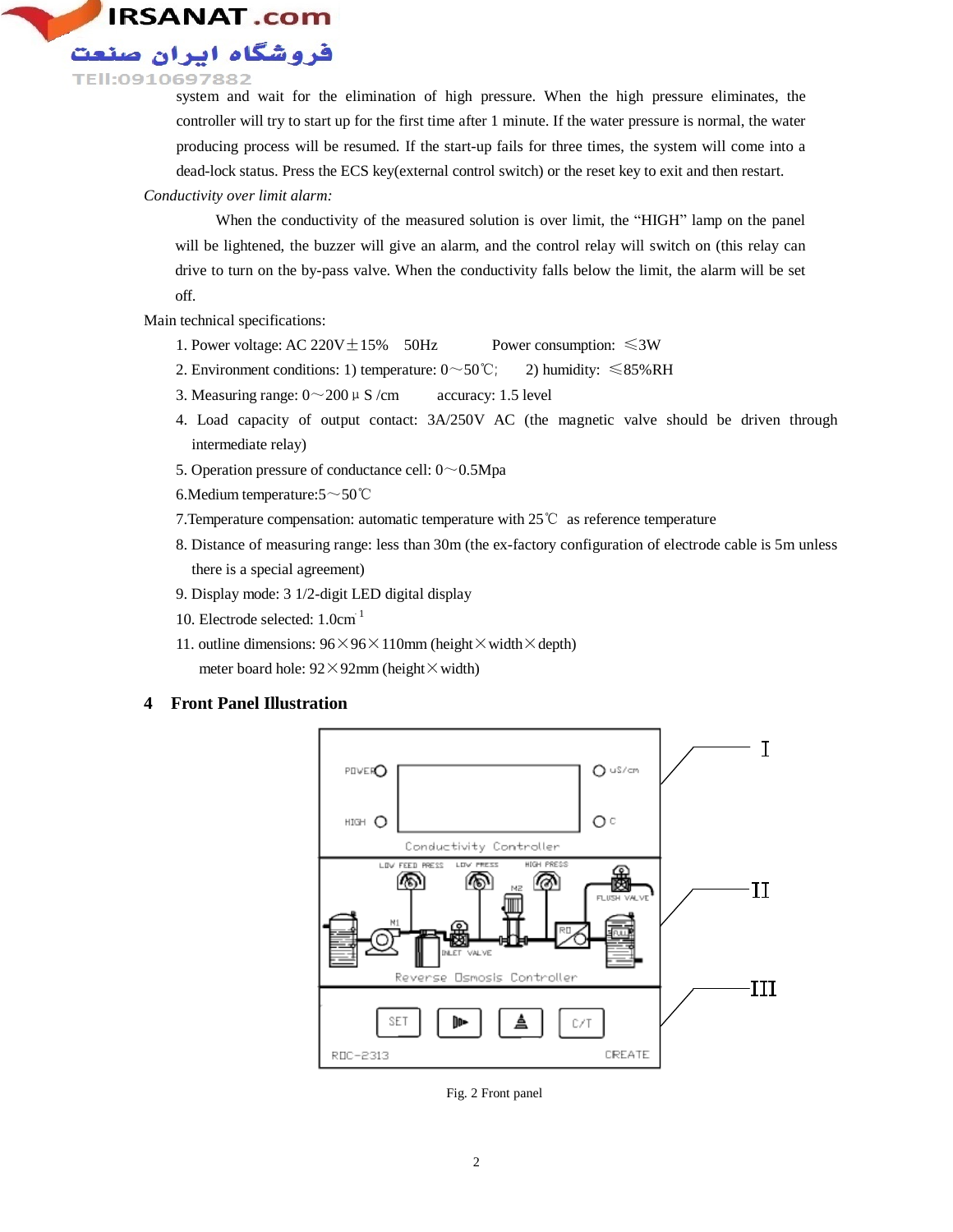system and wait for the elimination of high pressure. When the high pressure eliminates, the controller will try to start up for the first time after 1 minute. If the water pressure is normal, the water producing process will be resumed. If the start-up fails for three times, the system will come into a dead-lock status. Press the ECS key(external control switch) or the reset key to exit and then restart.

*Conductivity over limit alarm:*

When the conductivity of the measured solution is over limit, the "HIGH" lamp on the panel will be lightened, the buzzer will give an alarm, and the control relay will switch on (this relay can drive to turn on the by-pass valve. When the conductivity falls below the limit, the alarm will be set off.

Main technical specifications:

1. Power voltage: AC 220V±15%  50Hz  Power consumption: ≤3W
2. Environment conditions: 1) temperature: 0～50℃;  2) humidity: ≤85%RH
3. Measuring range: 0～200 μS /cm  accuracy: 1.5 level
4. Load capacity of output contact: 3A/250V AC (the magnetic valve should be driven through intermediate relay)
5. Operation pressure of conductance cell: 0～0.5Mpa
6. Medium temperature:5～50℃
7. Temperature compensation: automatic temperature with 25℃ as reference temperature
8. Distance of measuring range: less than 30m (the ex-factory configuration of electrode cable is 5m unless there is a special agreement)
9. Display mode: 3 1/2-digit LED digital display
10. Electrode selected: $1.0cm^{-1}$
11. outline dimensions: 96×96×110mm (height×width×depth)
    meter board hole: 92×92mm (height×width)

## 4 Front Panel Illustration

Fig. 2 Front panel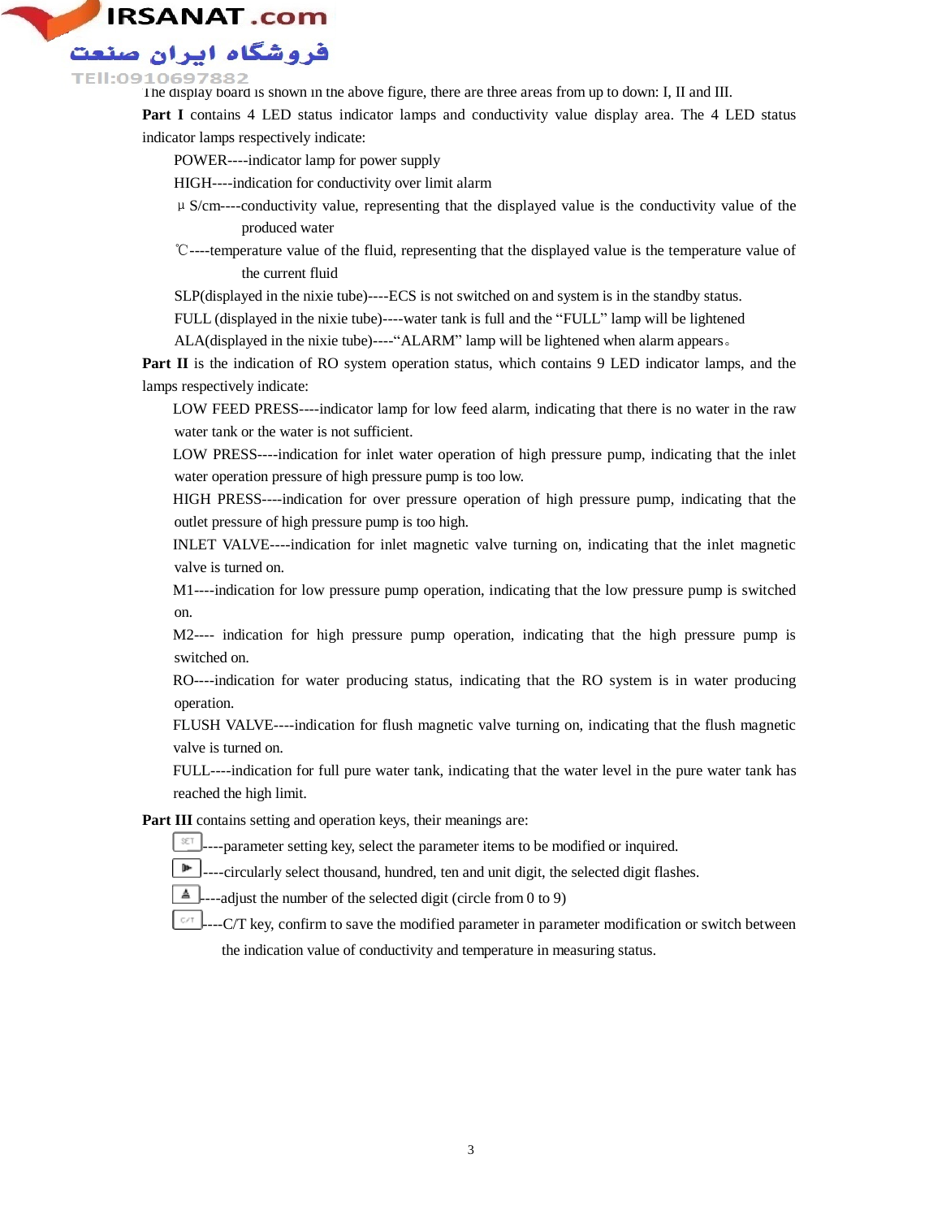The display board is shown in the above figure, there are three areas from up to down: I, II and III.

**Part I** contains 4 LED status indicator lamps and conductivity value display area. The 4 LED status indicator lamps respectively indicate:

POWER----indicator lamp for power supply

HIGH----indication for conductivity over limit alarm

μS/cm----conductivity value, representing that the displayed value is the conductivity value of the produced water

℃----temperature value of the fluid, representing that the displayed value is the temperature value of the current fluid

SLP(displayed in the nixie tube)----ECS is not switched on and system is in the standby status.

FULL (displayed in the nixie tube)----water tank is full and the "FULL" lamp will be lightened

ALA(displayed in the nixie tube)----"ALARM" lamp will be lightened when alarm appears。

**Part II** is the indication of RO system operation status, which contains 9 LED indicator lamps, and the lamps respectively indicate:

LOW FEED PRESS----indicator lamp for low feed alarm, indicating that there is no water in the raw water tank or the water is not sufficient.

LOW PRESS----indication for inlet water operation of high pressure pump, indicating that the inlet water operation pressure of high pressure pump is too low.

HIGH PRESS----indication for over pressure operation of high pressure pump, indicating that the outlet pressure of high pressure pump is too high.

INLET VALVE----indication for inlet magnetic valve turning on, indicating that the inlet magnetic valve is turned on.

M1----indication for low pressure pump operation, indicating that the low pressure pump is switched on.

M2---- indication for high pressure pump operation, indicating that the high pressure pump is switched on.

RO----indication for water producing status, indicating that the RO system is in water producing operation.

FLUSH VALVE----indication for flush magnetic valve turning on, indicating that the flush magnetic valve is turned on.

FULL----indication for full pure water tank, indicating that the water level in the pure water tank has reached the high limit.

**Part III** contains setting and operation keys, their meanings are:

[SET]----parameter setting key, select the parameter items to be modified or inquired.

[▶]----circularly select thousand, hundred, ten and unit digit, the selected digit flashes.

[▲]----adjust the number of the selected digit (circle from 0 to 9)

[C/T]----C/T key, confirm to save the modified parameter in parameter modification or switch between the indication value of conductivity and temperature in measuring status.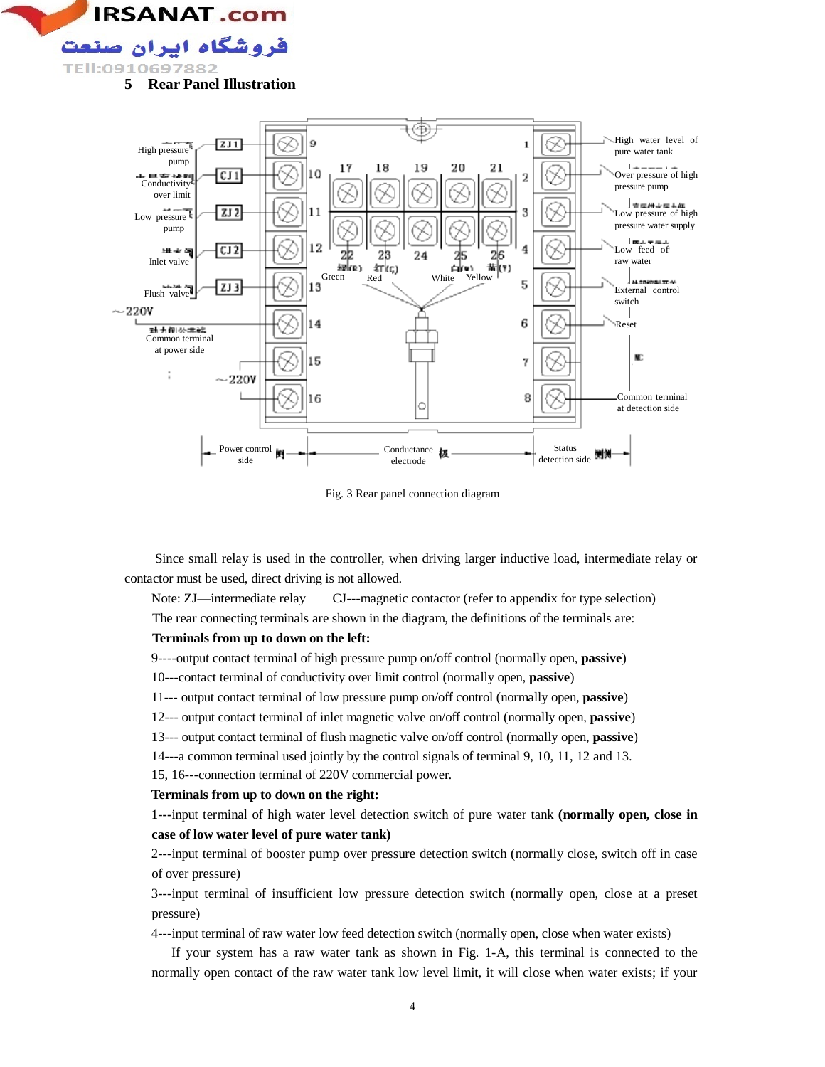## 5 Rear Panel Illustration

Fig. 3 Rear panel connection diagram

Since small relay is used in the controller, when driving larger inductive load, intermediate relay or contactor must be used, direct driving is not allowed.

Note: ZJ—intermediate relay CJ---magnetic contactor (refer to appendix for type selection)

The rear connecting terminals are shown in the diagram, the definitions of the terminals are:

**Terminals from up to down on the left:**

9----output contact terminal of high pressure pump on/off control (normally open, **passive**)

10---contact terminal of conductivity over limit control (normally open, **passive**)

11--- output contact terminal of low pressure pump on/off control (normally open, **passive**)

12--- output contact terminal of inlet magnetic valve on/off control (normally open, **passive**)

13--- output contact terminal of flush magnetic valve on/off control (normally open, **passive**)

14---a common terminal used jointly by the control signals of terminal 9, 10, 11, 12 and 13.

15, 16---connection terminal of 220V commercial power.

**Terminals from up to down on the right:**

1---input terminal of high water level detection switch of pure water tank **(normally open, close in case of low water level of pure water tank)**

2---input terminal of booster pump over pressure detection switch (normally close, switch off in case of over pressure)

3---input terminal of insufficient low pressure detection switch (normally open, close at a preset pressure)

4---input terminal of raw water low feed detection switch (normally open, close when water exists)

If your system has a raw water tank as shown in Fig. 1-A, this terminal is connected to the normally open contact of the raw water tank low level limit, it will close when water exists; if your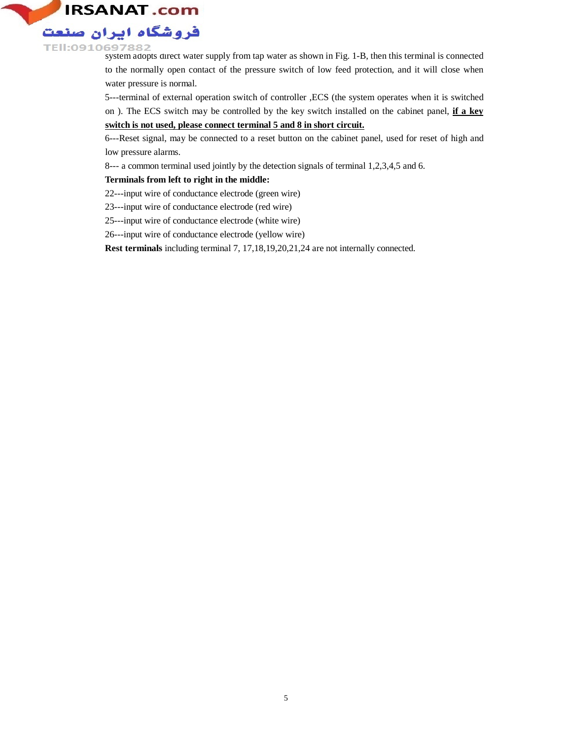system adopts direct water supply from tap water as shown in Fig. 1-B, then this terminal is connected to the normally open contact of the pressure switch of low feed protection, and it will close when water pressure is normal.

5---terminal of external operation switch of controller ,ECS (the system operates when it is switched on ). The ECS switch may be controlled by the key switch installed on the cabinet panel, **if a key switch is not used, please connect terminal 5 and 8 in short circuit.**

6---Reset signal, may be connected to a reset button on the cabinet panel, used for reset of high and low pressure alarms.

8--- a common terminal used jointly by the detection signals of terminal 1,2,3,4,5 and 6.

**Terminals from left to right in the middle:**

22---input wire of conductance electrode (green wire)

23---input wire of conductance electrode (red wire)

25---input wire of conductance electrode (white wire)

26---input wire of conductance electrode (yellow wire)

**Rest terminals** including terminal 7, 17,18,19,20,21,24 are not internally connected.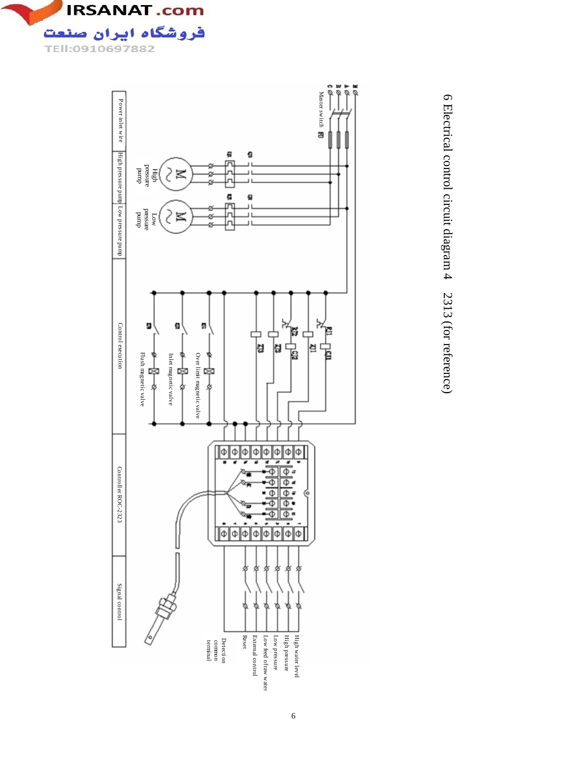# 6 Electrical control circuit diagram 4 2313 (for reference)

Master switch

High pressure pump

Low pressure pump

Over limit magnetic valve

Inlet magnetic valve

Flush magnetic valve

High water level

High pressure

Low pressure

Low feed of raw water

External control

Reset

Detection common terminal

| Power inlet wire | High pressure pump | Low pressure pump | Control execution | Controller ROC-2323 | Signal control |
|---|---|---|---|---|---|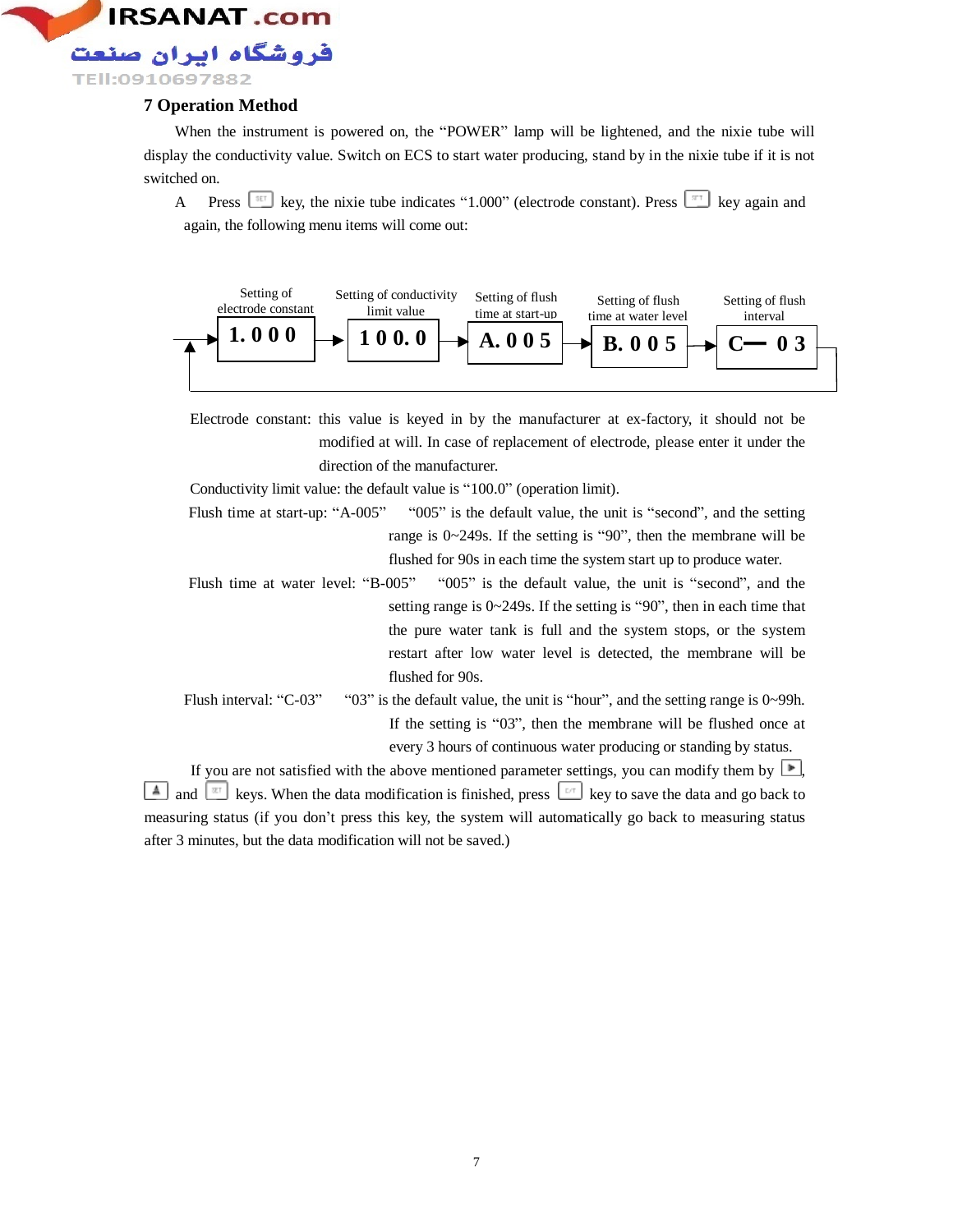## 7 Operation Method

When the instrument is powered on, the "POWER" lamp will be lightened, and the nixie tube will display the conductivity value. Switch on ECS to start water producing, stand by in the nixie tube if it is not switched on.

A Press [SET] key, the nixie tube indicates "1.000" (electrode constant). Press [SET] key again and again, the following menu items will come out:

| Setting of electrode constant | Setting of conductivity limit value | Setting of flush time at start-up | Setting of flush time at water level | Setting of flush interval |
|---|---|---|---|---|
| 1.000 | 100.0 | A.005 | B.005 | C— 03 |

Electrode constant: this value is keyed in by the manufacturer at ex-factory, it should not be modified at will. In case of replacement of electrode, please enter it under the direction of the manufacturer.

Conductivity limit value: the default value is "100.0" (operation limit).

Flush time at start-up: "A-005" "005" is the default value, the unit is "second", and the setting range is 0~249s. If the setting is "90", then the membrane will be flushed for 90s in each time the system start up to produce water.

Flush time at water level: "B-005" "005" is the default value, the unit is "second", and the setting range is 0~249s. If the setting is "90", then in each time that the pure water tank is full and the system stops, or the system restart after low water level is detected, the membrane will be flushed for 90s.

Flush interval: "C-03" "03" is the default value, the unit is "hour", and the setting range is 0~99h. If the setting is "03", then the membrane will be flushed once at every 3 hours of continuous water producing or standing by status.

If you are not satisfied with the above mentioned parameter settings, you can modify them by [►], [▲] and [SET] keys. When the data modification is finished, press [E/T] key to save the data and go back to measuring status (if you don't press this key, the system will automatically go back to measuring status after 3 minutes, but the data modification will not be saved.)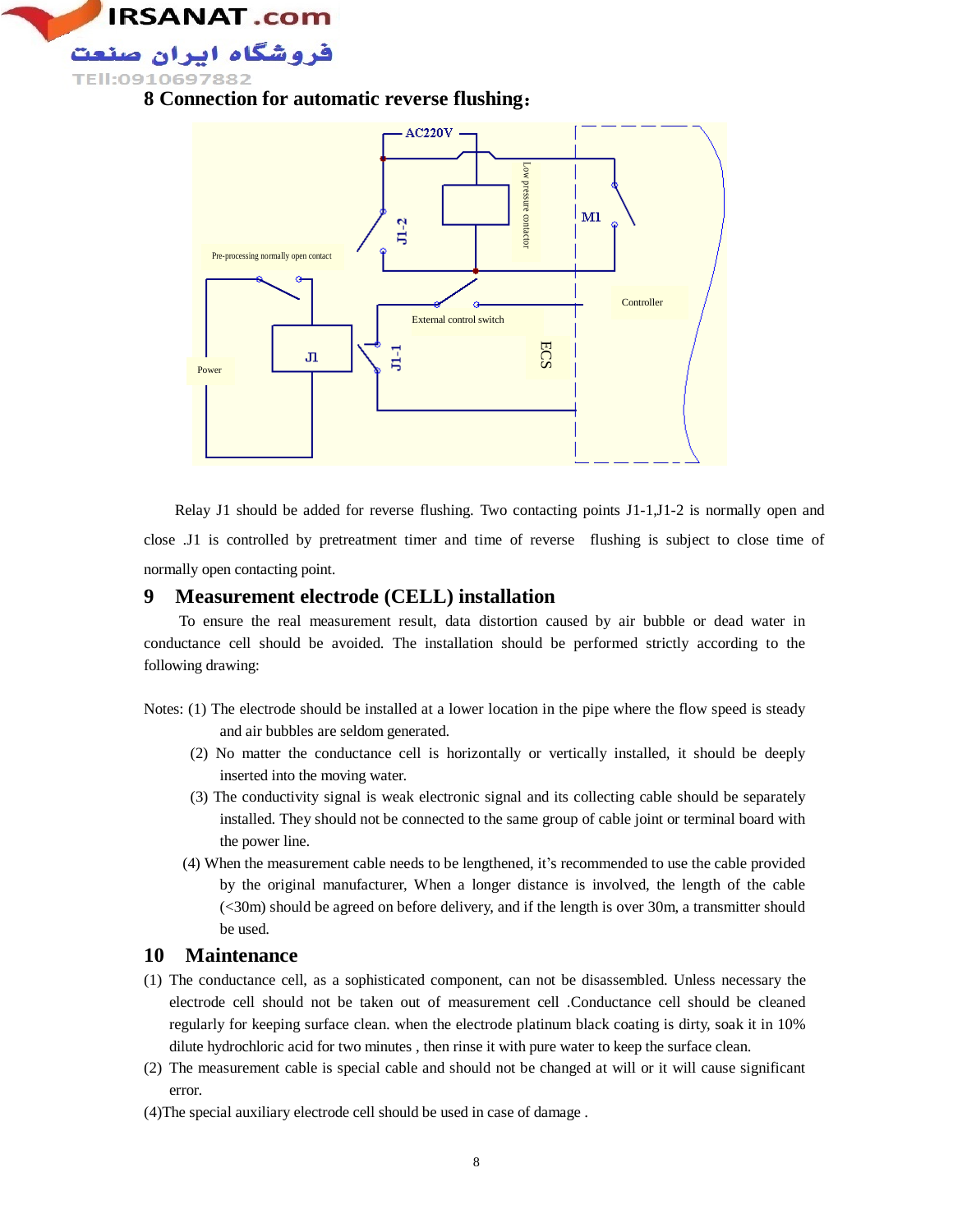## 8 Connection for automatic reverse flushing:

AC220V

Low pressure contactor

M1

J1-2

Pre-processing normally open contact

Controller

External control switch

J1

Power

J1-1

ECS

Relay J1 should be added for reverse flushing. Two contacting points J1-1,J1-2 is normally open and close .J1 is controlled by pretreatment timer and time of reverse flushing is subject to close time of normally open contacting point.

## 9 Measurement electrode (CELL) installation

To ensure the real measurement result, data distortion caused by air bubble or dead water in conductance cell should be avoided. The installation should be performed strictly according to the following drawing:

Notes: (1) The electrode should be installed at a lower location in the pipe where the flow speed is steady and air bubbles are seldom generated.

(2) No matter the conductance cell is horizontally or vertically installed, it should be deeply inserted into the moving water.

(3) The conductivity signal is weak electronic signal and its collecting cable should be separately installed. They should not be connected to the same group of cable joint or terminal board with the power line.

(4) When the measurement cable needs to be lengthened, it's recommended to use the cable provided by the original manufacturer, When a longer distance is involved, the length of the cable (<30m) should be agreed on before delivery, and if the length is over 30m, a transmitter should be used.

## 10 Maintenance

(1) The conductance cell, as a sophisticated component, can not be disassembled. Unless necessary the electrode cell should not be taken out of measurement cell .Conductance cell should be cleaned regularly for keeping surface clean. when the electrode platinum black coating is dirty, soak it in 10% dilute hydrochloric acid for two minutes , then rinse it with pure water to keep the surface clean.

(2) The measurement cable is special cable and should not be changed at will or it will cause significant error.

(4)The special auxiliary electrode cell should be used in case of damage .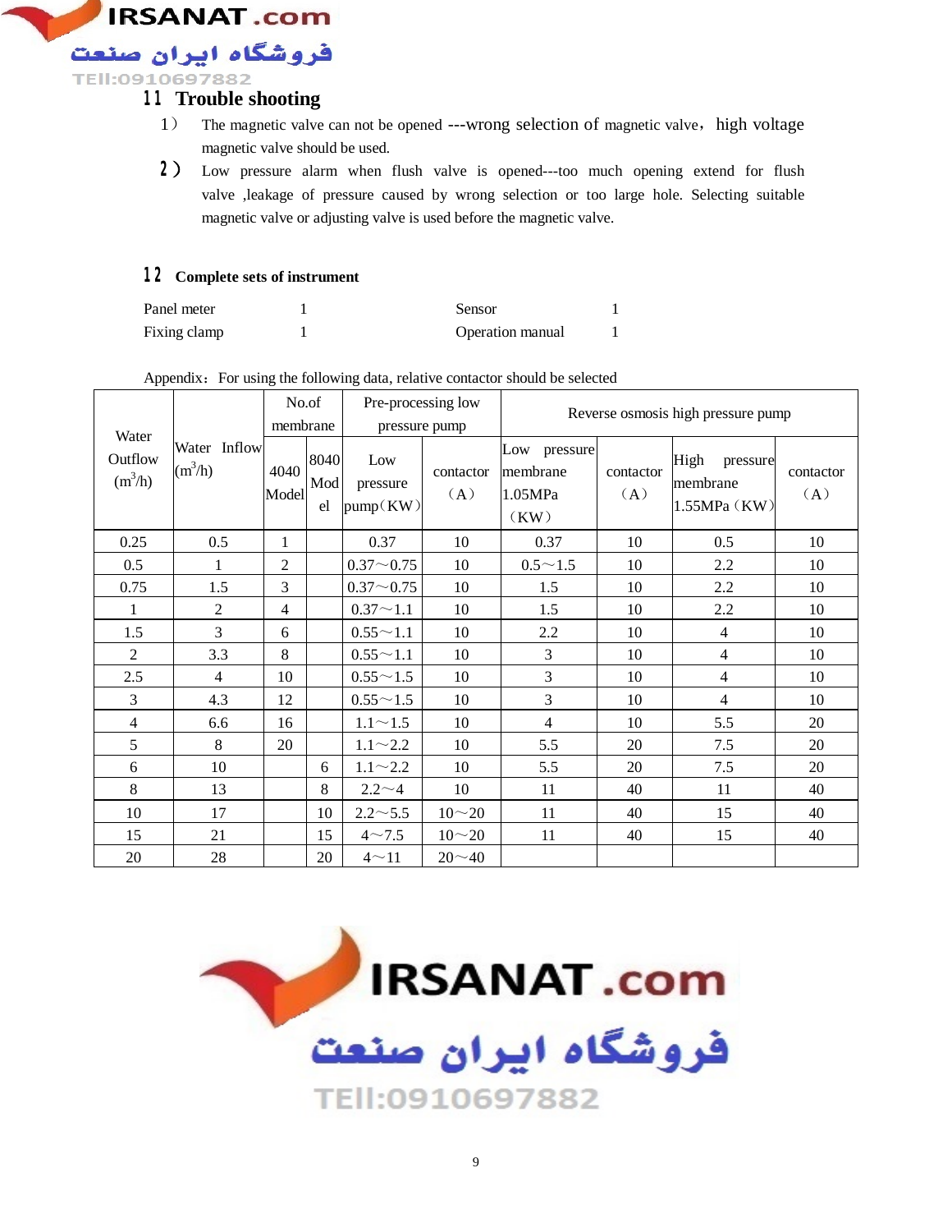## 11 Trouble shooting

1） The magnetic valve can not be opened ---wrong selection of magnetic valve，high voltage magnetic valve should be used.

2） Low pressure alarm when flush valve is opened---too much opening extend for flush valve ,leakage of pressure caused by wrong selection or too large hole. Selecting suitable magnetic valve or adjusting valve is used before the magnetic valve.

## 12 Complete sets of instrument

| | | | |
|---|---|---|---|
| Panel meter | 1 | Sensor | 1 |
| Fixing clamp | 1 | Operation manual | 1 |

Appendix：For using the following data, relative contactor should be selected

| Water Outflow ($m^3/h$) | Water Inflow ($m^3/h$) | No.of membrane | | Pre-processing low pressure pump | | Reverse osmosis high pressure pump | | | |
|---|---|---|---|---|---|---|---|---|---|
| | | 4040 Model | 8040 Model | Low pressure pump（KW） | contactor（A） | Low pressure membrane 1.05MPa（KW） | contactor（A） | High pressure membrane 1.55MPa（KW） | contactor（A） |
| 0.25 | 0.5 | 1 | | 0.37 | 10 | 0.37 | 10 | 0.5 | 10 |
| 0.5 | 1 | 2 | | 0.37～0.75 | 10 | 0.5～1.5 | 10 | 2.2 | 10 |
| 0.75 | 1.5 | 3 | | 0.37～0.75 | 10 | 1.5 | 10 | 2.2 | 10 |
| 1 | 2 | 4 | | 0.37～1.1 | 10 | 1.5 | 10 | 2.2 | 10 |
| 1.5 | 3 | 6 | | 0.55～1.1 | 10 | 2.2 | 10 | 4 | 10 |
| 2 | 3.3 | 8 | | 0.55～1.1 | 10 | 3 | 10 | 4 | 10 |
| 2.5 | 4 | 10 | | 0.55～1.5 | 10 | 3 | 10 | 4 | 10 |
| 3 | 4.3 | 12 | | 0.55～1.5 | 10 | 3 | 10 | 4 | 10 |
| 4 | 6.6 | 16 | | 1.1～1.5 | 10 | 4 | 10 | 5.5 | 20 |
| 5 | 8 | 20 | | 1.1～2.2 | 10 | 5.5 | 20 | 7.5 | 20 |
| 6 | 10 | | 6 | 1.1～2.2 | 10 | 5.5 | 20 | 7.5 | 20 |
| 8 | 13 | | 8 | 2.2～4 | 10 | 11 | 40 | 11 | 40 |
| 10 | 17 | | 10 | 2.2～5.5 | 10～20 | 11 | 40 | 15 | 40 |
| 15 | 21 | | 15 | 4～7.5 | 10～20 | 11 | 40 | 15 | 40 |
| 20 | 28 | | 20 | 4～11 | 20～40 | | | | |